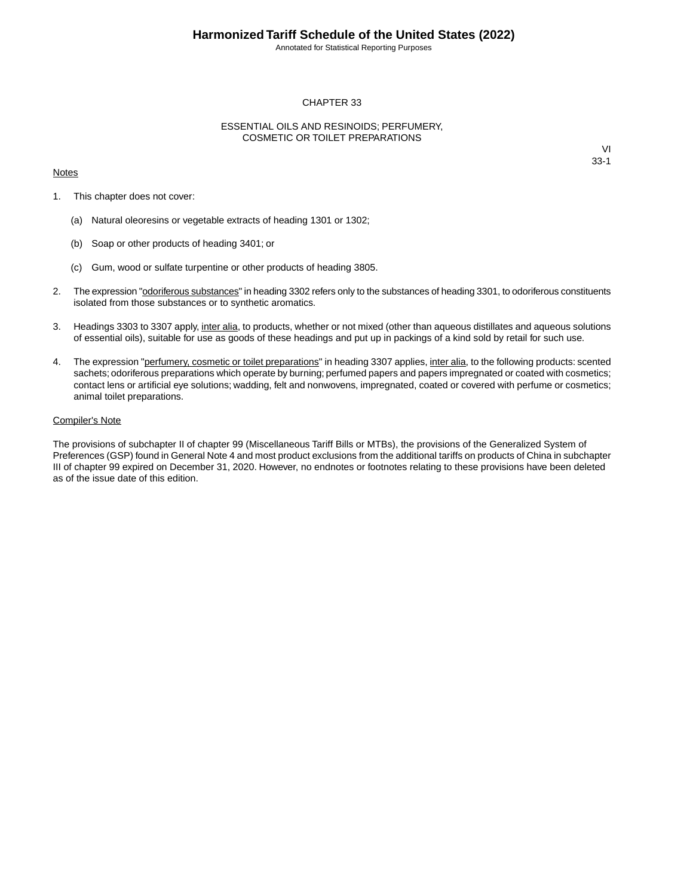## CHAPTER 33

## ESSENTIAL OILS AND RESINOIDS; PERFUMERY, COSMETIC OR TOILET PREPARATIONS

VI
33-1

Notes

1. This chapter does not cover:

   (a) Natural oleoresins or vegetable extracts of heading 1301 or 1302;

   (b) Soap or other products of heading 3401; or

   (c) Gum, wood or sulfate turpentine or other products of heading 3805.

2. The expression "odoriferous substances" in heading 3302 refers only to the substances of heading 3301, to odoriferous constituents isolated from those substances or to synthetic aromatics.

3. Headings 3303 to 3307 apply, inter alia, to products, whether or not mixed (other than aqueous distillates and aqueous solutions of essential oils), suitable for use as goods of these headings and put up in packings of a kind sold by retail for such use.

4. The expression "perfumery, cosmetic or toilet preparations" in heading 3307 applies, inter alia, to the following products: scented sachets; odoriferous preparations which operate by burning; perfumed papers and papers impregnated or coated with cosmetics; contact lens or artificial eye solutions; wadding, felt and nonwovens, impregnated, coated or covered with perfume or cosmetics; animal toilet preparations.

Compiler's Note

The provisions of subchapter II of chapter 99 (Miscellaneous Tariff Bills or MTBs), the provisions of the Generalized System of Preferences (GSP) found in General Note 4 and most product exclusions from the additional tariffs on products of China in subchapter III of chapter 99 expired on December 31, 2020. However, no endnotes or footnotes relating to these provisions have been deleted as of the issue date of this edition.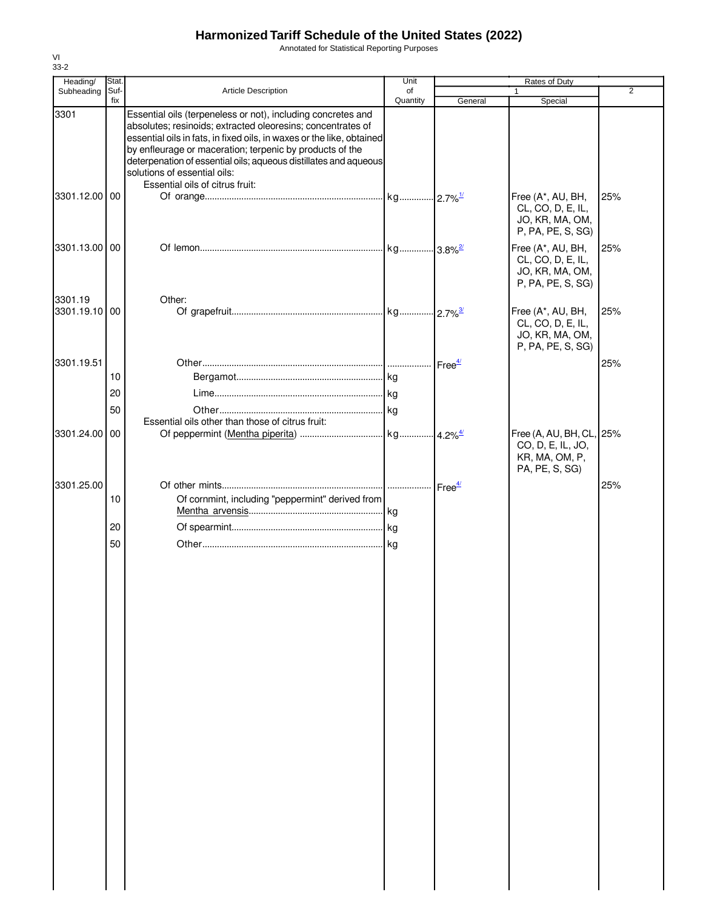# Harmonized Tariff Schedule of the United States (2022)

Annotated for Statistical Reporting Purposes

VI
33-2

| Heading/ Subheading | Stat. Suf-fix | Article Description | Unit of Quantity | Rates of Duty 1 General | Special | 2 |
|---|---|---|---|---|---|---|
| 3301 | | Essential oils (terpeneless or not), including concretes and absolutes; resinoids; extracted oleoresins; concentrates of essential oils in fats, in fixed oils, in waxes or the like, obtained by enfleurage or maceration; terpenic by products of the deterpenation of essential oils; aqueous distillates and aqueous solutions of essential oils: | | | | |
| | | Essential oils of citrus fruit: | | | | |
| 3301.12.00 | 00 | Of orange | kg | 2.7%[1/] | Free (A*, AU, BH, CL, CO, D, E, IL, JO, KR, MA, OM, P, PA, PE, S, SG) | 25% |
| 3301.13.00 | 00 | Of lemon | kg | 3.8%[2/] | Free (A*, AU, BH, CL, CO, D, E, IL, JO, KR, MA, OM, P, PA, PE, S, SG) | 25% |
| 3301.19 | | Other: | | | | |
| 3301.19.10 | 00 | Of grapefruit | kg | 2.7%[3/] | Free (A*, AU, BH, CL, CO, D, E, IL, JO, KR, MA, OM, P, PA, PE, S, SG) | 25% |
| 3301.19.51 | | Other | | Free[4/] | | 25% |
| | 10 | Bergamot | kg | | | |
| | 20 | Lime | kg | | | |
| | 50 | Other | kg | | | |
| | | Essential oils other than those of citrus fruit: | | | | |
| 3301.24.00 | 00 | Of peppermint (Mentha piperita) | kg | 4.2%[4/] | Free (A, AU, BH, CL, CO, D, E, IL, JO, KR, MA, OM, P, PA, PE, S, SG) | 25% |
| 3301.25.00 | | Of other mints | | Free[4/] | | 25% |
| | 10 | Of cornmint, including "peppermint" derived from Mentha arvensis | kg | | | |
| | 20 | Of spearmint | kg | | | |
| | 50 | Other | kg | | | |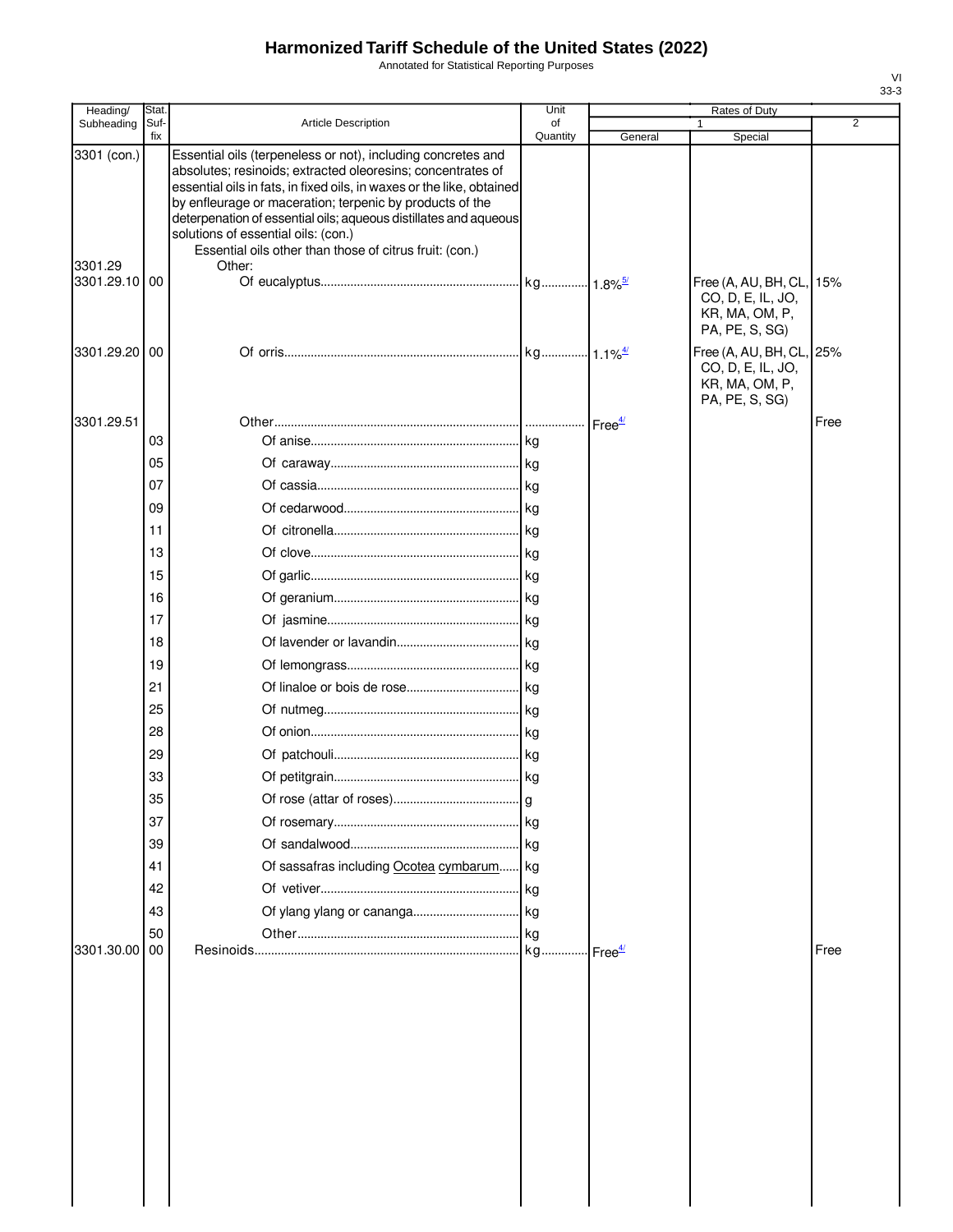# Harmonized Tariff Schedule of the United States (2022)

Annotated for Statistical Reporting Purposes

VI
33-3

| Heading/ Subheading | Stat. Suf- fix | Article Description | Unit of Quantity | Rates of Duty 1 General | Special | 2 |
|---|---|---|---|---|---|---|
| 3301 (con.) | | Essential oils (terpeneless or not), including concretes and absolutes; resinoids; extracted oleoresins; concentrates of essential oils in fats, in fixed oils, in waxes or the like, obtained by enfleurage or maceration; terpenic by products of the deterpenation of essential oils; aqueous distillates and aqueous solutions of essential oils: (con.) | | | | |
| | | Essential oils other than those of citrus fruit: (con.) | | | | |
| 3301.29 | | Other: | | | | |
| 3301.29.10 | 00 | Of eucalyptus | kg | 1.8%[5/] | Free (A, AU, BH, CL, CO, D, E, IL, JO, KR, MA, OM, P, PA, PE, S, SG) | 15% |
| 3301.29.20 | 00 | Of orris | kg | 1.1%[4/] | Free (A, AU, BH, CL, CO, D, E, IL, JO, KR, MA, OM, P, PA, PE, S, SG) | 25% |
| 3301.29.51 | | Other | | Free[4/] | | Free |
| | 03 | Of anise | kg | | | |
| | 05 | Of caraway | kg | | | |
| | 07 | Of cassia | kg | | | |
| | 09 | Of cedarwood | kg | | | |
| | 11 | Of citronella | kg | | | |
| | 13 | Of clove | kg | | | |
| | 15 | Of garlic | kg | | | |
| | 16 | Of geranium | kg | | | |
| | 17 | Of jasmine | kg | | | |
| | 18 | Of lavender or lavandin | kg | | | |
| | 19 | Of lemongrass | kg | | | |
| | 21 | Of linaloe or bois de rose | kg | | | |
| | 25 | Of nutmeg | kg | | | |
| | 28 | Of onion | kg | | | |
| | 29 | Of patchouli | kg | | | |
| | 33 | Of petitgrain | kg | | | |
| | 35 | Of rose (attar of roses) | g | | | |
| | 37 | Of rosemary | kg | | | |
| | 39 | Of sandalwood | kg | | | |
| | 41 | Of sassafras including Ocotea cymbarum | kg | | | |
| | 42 | Of vetiver | kg | | | |
| | 43 | Of ylang ylang or cananga | kg | | | |
| | 50 | Other | kg | | | |
| 3301.30.00 | 00 | Resinoids | kg | Free[4/] | | Free |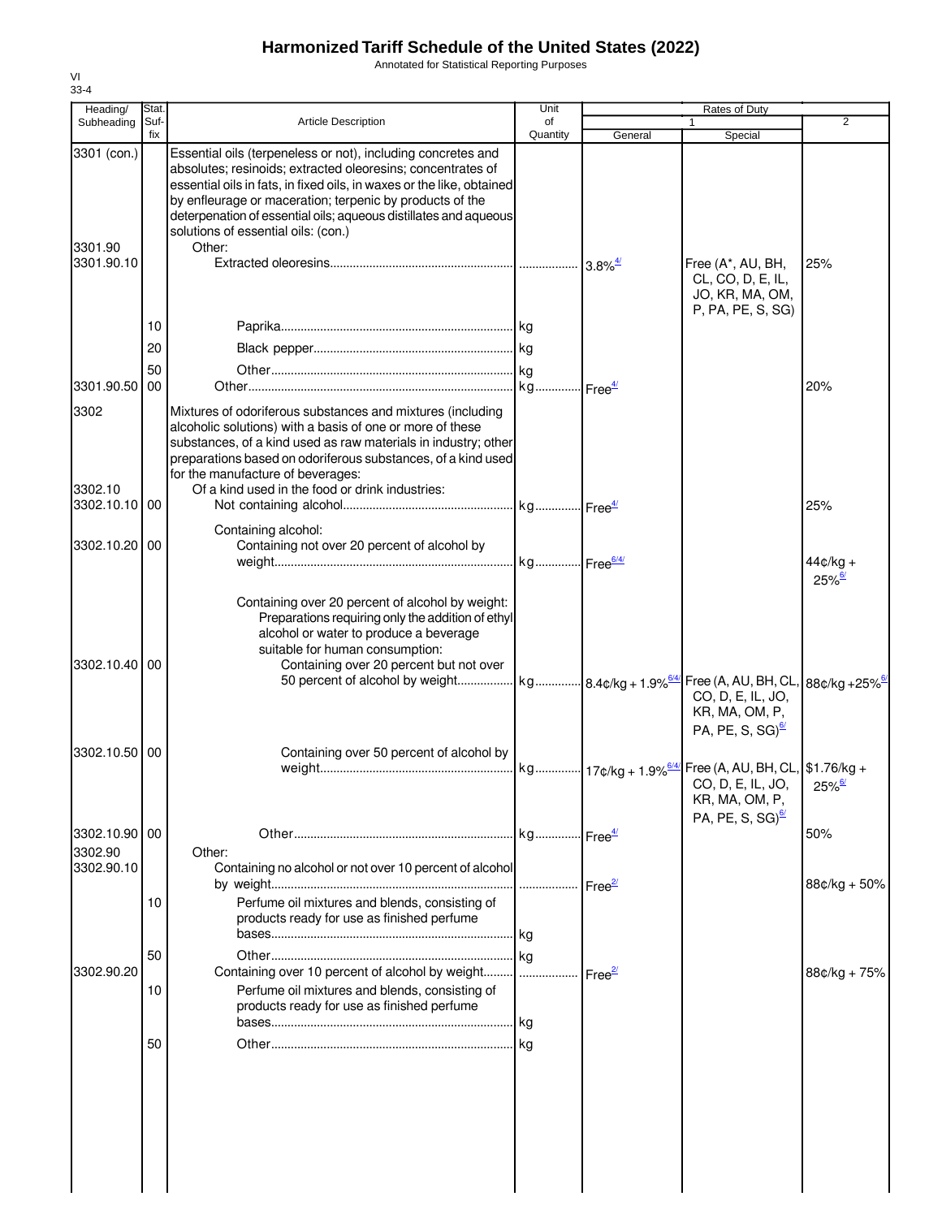# Harmonized Tariff Schedule of the United States (2022)

Annotated for Statistical Reporting Purposes

VI
33-4

| Heading/ Subheading | Stat. Suf- fix | Article Description | Unit of Quantity | Rates of Duty 1 General | Rates of Duty 1 Special | Rates of Duty 2 |
|---|---|---|---|---|---|---|
| 3301 (con.) | | Essential oils (terpeneless or not), including concretes and absolutes; resinoids; extracted oleoresins; concentrates of essential oils in fats, in fixed oils, in waxes or the like, obtained by enfleurage or maceration; terpenic by products of the deterpenation of essential oils; aqueous distillates and aqueous solutions of essential oils: (con.) | | | | |
| 3301.90 | | Other: | | | | |
| 3301.90.10 | | Extracted oleoresins | | 3.8%[4/] | Free (A*, AU, BH, CL, CO, D, E, IL, JO, KR, MA, OM, P, PA, PE, S, SG) | 25% |
| | 10 | Paprika | kg | | | |
| | 20 | Black pepper | kg | | | |
| | 50 | Other | kg | | | |
| 3301.90.50 | 00 | Other | kg | Free[4/] | | 20% |
| 3302 | | Mixtures of odoriferous substances and mixtures (including alcoholic solutions) with a basis of one or more of these substances, of a kind used as raw materials in industry; other preparations based on odoriferous substances, of a kind used for the manufacture of beverages: | | | | |
| 3302.10 | | Of a kind used in the food or drink industries: | | | | |
| 3302.10.10 | 00 | Not containing alcohol | kg | Free[4/] | | 25% |
| | | Containing alcohol: | | | | |
| 3302.10.20 | 00 | Containing not over 20 percent of alcohol by weight | kg | Free[6/4/] | | 44¢/kg + 25%[6/] |
| | | Containing over 20 percent of alcohol by weight: | | | | |
| | | Preparations requiring only the addition of ethyl alcohol or water to produce a beverage suitable for human consumption: | | | | |
| 3302.10.40 | 00 | Containing over 20 percent but not over 50 percent of alcohol by weight | kg | 8.4¢/kg + 1.9%[6/4/] | Free (A, AU, BH, CL, CO, D, E, IL, JO, KR, MA, OM, P, PA, PE, S, SG)[6/] | 88¢/kg +25%[6/] |
| 3302.10.50 | 00 | Containing over 50 percent of alcohol by weight | kg | 17¢/kg + 1.9%[6/4/] | Free (A, AU, BH, CL, CO, D, E, IL, JO, KR, MA, OM, P, PA, PE, S, SG)[6/] | $1.76/kg + 25%[6/] |
| 3302.10.90 | 00 | Other | kg | Free[4/] | | 50% |
| 3302.90 | | Other: | | | | |
| 3302.90.10 | | Containing no alcohol or not over 10 percent of alcohol by weight | | Free[2/] | | 88¢/kg + 50% |
| | 10 | Perfume oil mixtures and blends, consisting of products ready for use as finished perfume bases | kg | | | |
| | 50 | Other | kg | | | |
| 3302.90.20 | | Containing over 10 percent of alcohol by weight | | Free[2/] | | 88¢/kg + 75% |
| | 10 | Perfume oil mixtures and blends, consisting of products ready for use as finished perfume bases | kg | | | |
| | 50 | Other | kg | | | |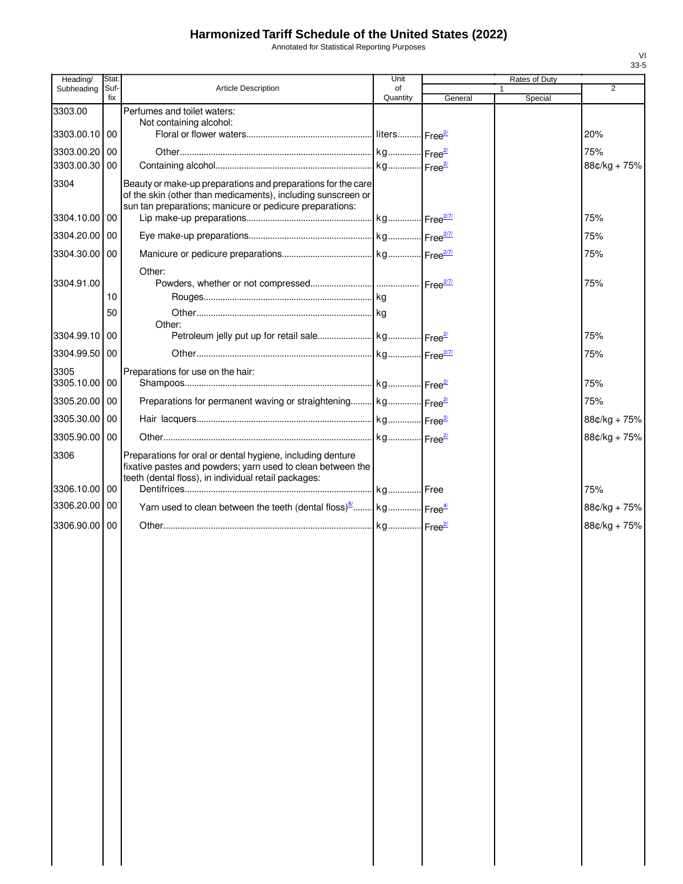# Harmonized Tariff Schedule of the United States (2022)

Annotated for Statistical Reporting Purposes

VI
33-5

| Heading/ Subheading | Stat. Suf- fix | Article Description | Unit of Quantity | Rates of Duty 1 General | Special | 2 |
|---|---|---|---|---|---|---|
| 3303.00 | | Perfumes and toilet waters: | | | | |
| | | Not containing alcohol: | | | | |
| 3303.00.10 | 00 | Floral or flower waters | liters | Free[2/] | | 20% |
| 3303.00.20 | 00 | Other | kg | Free[2/] | | 75% |
| 3303.00.30 | 00 | Containing alcohol | kg | Free[2/] | | 88¢/kg + 75% |
| 3304 | | Beauty or make-up preparations and preparations for the care of the skin (other than medicaments), including sunscreen or sun tan preparations; manicure or pedicure preparations: | | | | |
| 3304.10.00 | 00 | Lip make-up preparations | kg | Free[2/7/] | | 75% |
| 3304.20.00 | 00 | Eye make-up preparations | kg | Free[2/7/] | | 75% |
| 3304.30.00 | 00 | Manicure or pedicure preparations | kg | Free[2/7/] | | 75% |
| | | Other: | | | | |
| 3304.91.00 | | Powders, whether or not compressed | | Free[2/7/] | | 75% |
| | 10 | Rouges | kg | | | |
| | 50 | Other | kg | | | |
| | | Other: | | | | |
| 3304.99.10 | 00 | Petroleum jelly put up for retail sale | kg | Free[2/] | | 75% |
| 3304.99.50 | 00 | Other | kg | Free[2/7/] | | 75% |
| 3305 | | Preparations for use on the hair: | | | | |
| 3305.10.00 | 00 | Shampoos | kg | Free[2/] | | 75% |
| 3305.20.00 | 00 | Preparations for permanent waving or straightening | kg | Free[2/] | | 75% |
| 3305.30.00 | 00 | Hair lacquers | kg | Free[2/] | | 88¢/kg + 75% |
| 3305.90.00 | 00 | Other | kg | Free[2/] | | 88¢/kg + 75% |
| 3306 | | Preparations for oral or dental hygiene, including denture fixative pastes and powders; yarn used to clean between the teeth (dental floss), in individual retail packages: | | | | |
| 3306.10.00 | 00 | Dentifrices | kg | Free | | 75% |
| 3306.20.00 | 00 | Yarn used to clean between the teeth (dental floss)[8/] | kg | Free[4/] | | 88¢/kg + 75% |
| 3306.90.00 | 00 | Other | kg | Free[2/] | | 88¢/kg + 75% |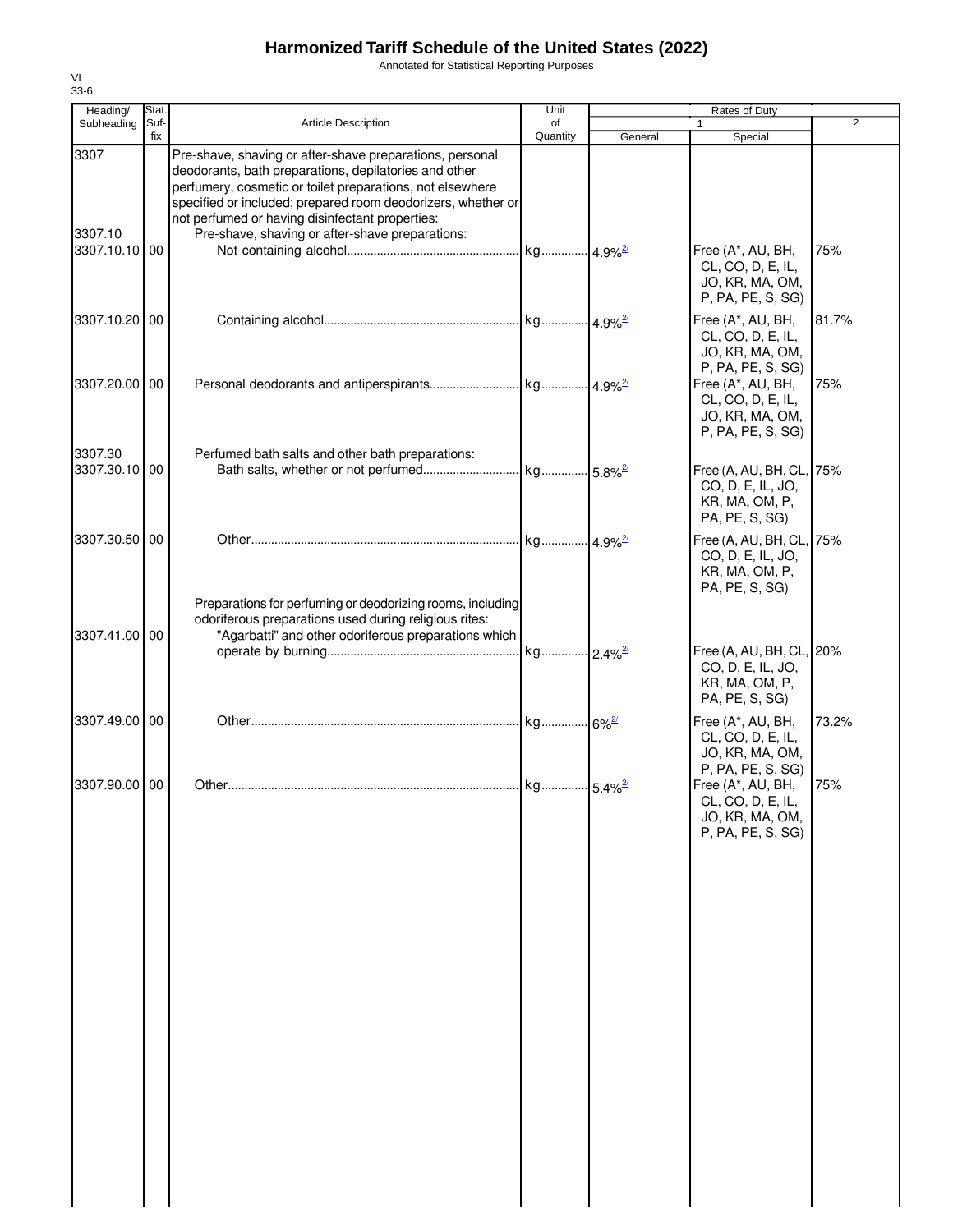# Harmonized Tariff Schedule of the United States (2022)

Annotated for Statistical Reporting Purposes

VI
33-6

| Heading/ Subheading | Stat. Suf- fix | Article Description | Unit of Quantity | Rates of Duty 1 General | Special | 2 |
|---|---|---|---|---|---|---|
| 3307 | | Pre-shave, shaving or after-shave preparations, personal deodorants, bath preparations, depilatories and other perfumery, cosmetic or toilet preparations, not elsewhere specified or included; prepared room deodorizers, whether or not perfumed or having disinfectant properties: | | | | |
| 3307.10 | | Pre-shave, shaving or after-shave preparations: | | | | |
| 3307.10.10 | 00 | Not containing alcohol | kg | 4.9%[2/] | Free (A*, AU, BH, CL, CO, D, E, IL, JO, KR, MA, OM, P, PA, PE, S, SG) | 75% |
| 3307.10.20 | 00 | Containing alcohol | kg | 4.9%[2/] | Free (A*, AU, BH, CL, CO, D, E, IL, JO, KR, MA, OM, P, PA, PE, S, SG) | 81.7% |
| 3307.20.00 | 00 | Personal deodorants and antiperspirants | kg | 4.9%[2/] | Free (A*, AU, BH, CL, CO, D, E, IL, JO, KR, MA, OM, P, PA, PE, S, SG) | 75% |
| 3307.30 | | Perfumed bath salts and other bath preparations: | | | | |
| 3307.30.10 | 00 | Bath salts, whether or not perfumed | kg | 5.8%[2/] | Free (A, AU, BH, CL, CO, D, E, IL, JO, KR, MA, OM, P, PA, PE, S, SG) | 75% |
| 3307.30.50 | 00 | Other | kg | 4.9%[2/] | Free (A, AU, BH, CL, CO, D, E, IL, JO, KR, MA, OM, P, PA, PE, S, SG) | 75% |
| | | Preparations for perfuming or deodorizing rooms, including odoriferous preparations used during religious rites: | | | | |
| 3307.41.00 | 00 | "Agarbatti" and other odoriferous preparations which operate by burning | kg | 2.4%[2/] | Free (A, AU, BH, CL, CO, D, E, IL, JO, KR, MA, OM, P, PA, PE, S, SG) | 20% |
| 3307.49.00 | 00 | Other | kg | 6%[2/] | Free (A*, AU, BH, CL, CO, D, E, IL, JO, KR, MA, OM, P, PA, PE, S, SG) | 73.2% |
| 3307.90.00 | 00 | Other | kg | 5.4%[2/] | Free (A*, AU, BH, CL, CO, D, E, IL, JO, KR, MA, OM, P, PA, PE, S, SG) | 75% |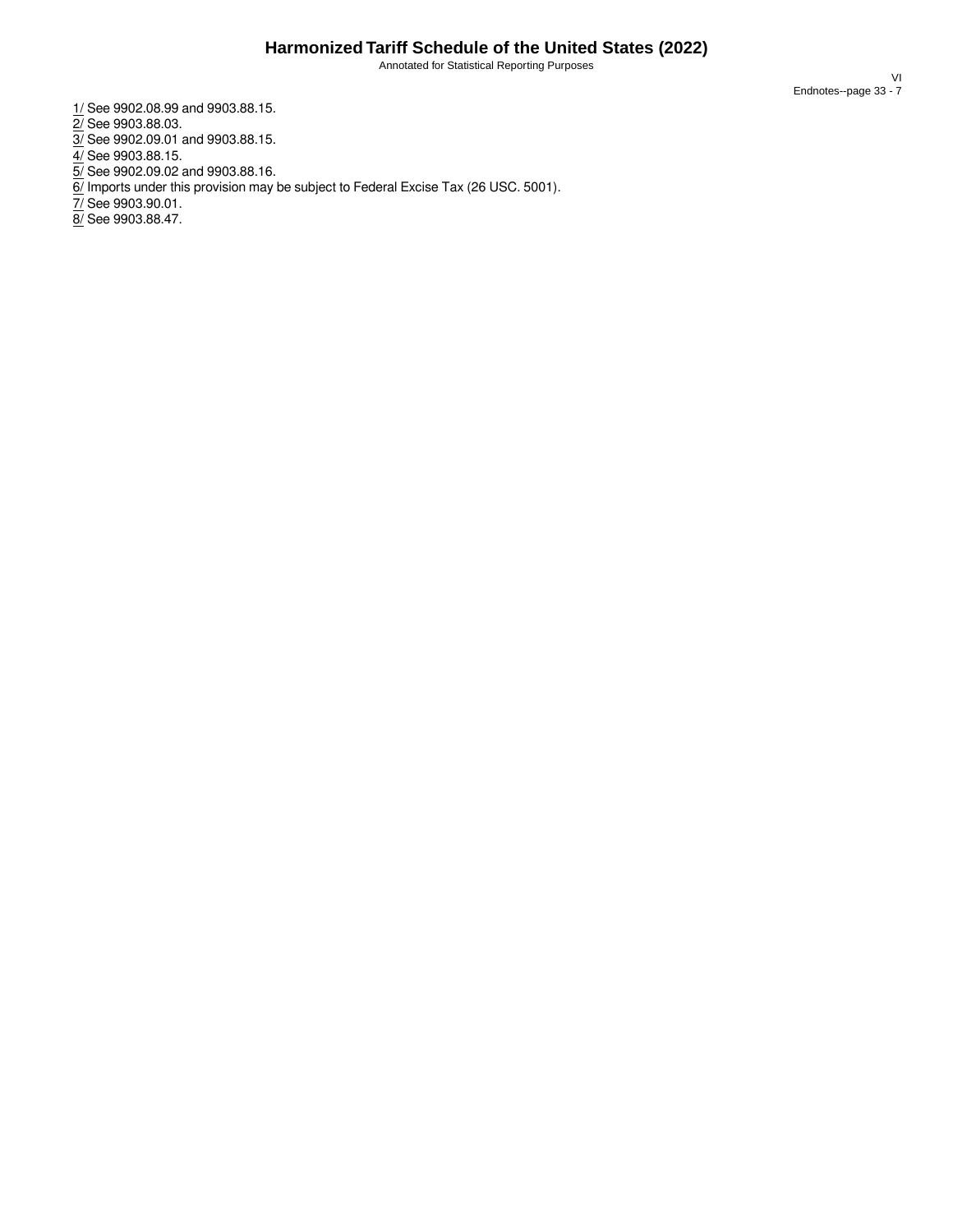1/ See 9902.08.99 and 9903.88.15.
2/ See 9903.88.03.
3/ See 9902.09.01 and 9903.88.15.
4/ See 9903.88.15.
5/ See 9902.09.02 and 9903.88.16.
6/ Imports under this provision may be subject to Federal Excise Tax (26 USC. 5001).
7/ See 9903.90.01.
8/ See 9903.88.47.